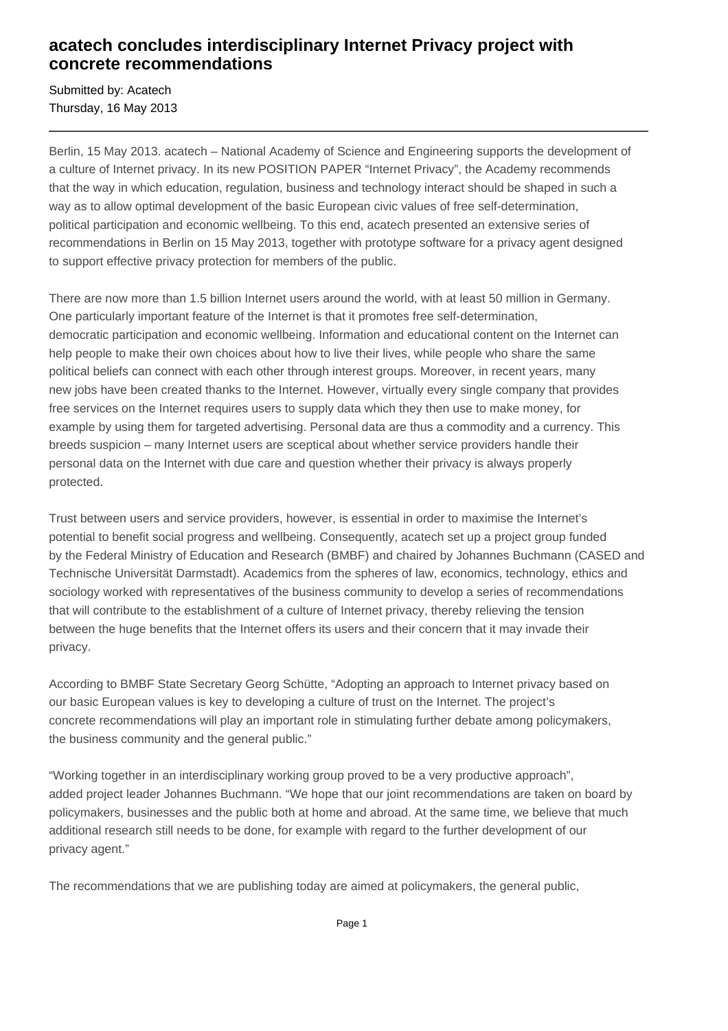# acatech concludes interdisciplinary Internet Privacy project with concrete recommendations

Submitted by: Acatech
Thursday, 16 May 2013

---

Berlin, 15 May 2013. acatech – National Academy of Science and Engineering supports the development of a culture of Internet privacy. In its new POSITION PAPER "Internet Privacy", the Academy recommends that the way in which education, regulation, business and technology interact should be shaped in such a way as to allow optimal development of the basic European civic values of free self-determination, political participation and economic wellbeing. To this end, acatech presented an extensive series of recommendations in Berlin on 15 May 2013, together with prototype software for a privacy agent designed to support effective privacy protection for members of the public.

There are now more than 1.5 billion Internet users around the world, with at least 50 million in Germany. One particularly important feature of the Internet is that it promotes free self-determination, democratic participation and economic wellbeing. Information and educational content on the Internet can help people to make their own choices about how to live their lives, while people who share the same political beliefs can connect with each other through interest groups. Moreover, in recent years, many new jobs have been created thanks to the Internet. However, virtually every single company that provides free services on the Internet requires users to supply data which they then use to make money, for example by using them for targeted advertising. Personal data are thus a commodity and a currency. This breeds suspicion – many Internet users are sceptical about whether service providers handle their personal data on the Internet with due care and question whether their privacy is always properly protected.

Trust between users and service providers, however, is essential in order to maximise the Internet's potential to benefit social progress and wellbeing. Consequently, acatech set up a project group funded by the Federal Ministry of Education and Research (BMBF) and chaired by Johannes Buchmann (CASED and Technische Universität Darmstadt). Academics from the spheres of law, economics, technology, ethics and sociology worked with representatives of the business community to develop a series of recommendations that will contribute to the establishment of a culture of Internet privacy, thereby relieving the tension between the huge benefits that the Internet offers its users and their concern that it may invade their privacy.

According to BMBF State Secretary Georg Schütte, "Adopting an approach to Internet privacy based on our basic European values is key to developing a culture of trust on the Internet. The project's concrete recommendations will play an important role in stimulating further debate among policymakers, the business community and the general public."

"Working together in an interdisciplinary working group proved to be a very productive approach", added project leader Johannes Buchmann. "We hope that our joint recommendations are taken on board by policymakers, businesses and the public both at home and abroad. At the same time, we believe that much additional research still needs to be done, for example with regard to the further development of our privacy agent."

The recommendations that we are publishing today are aimed at policymakers, the general public,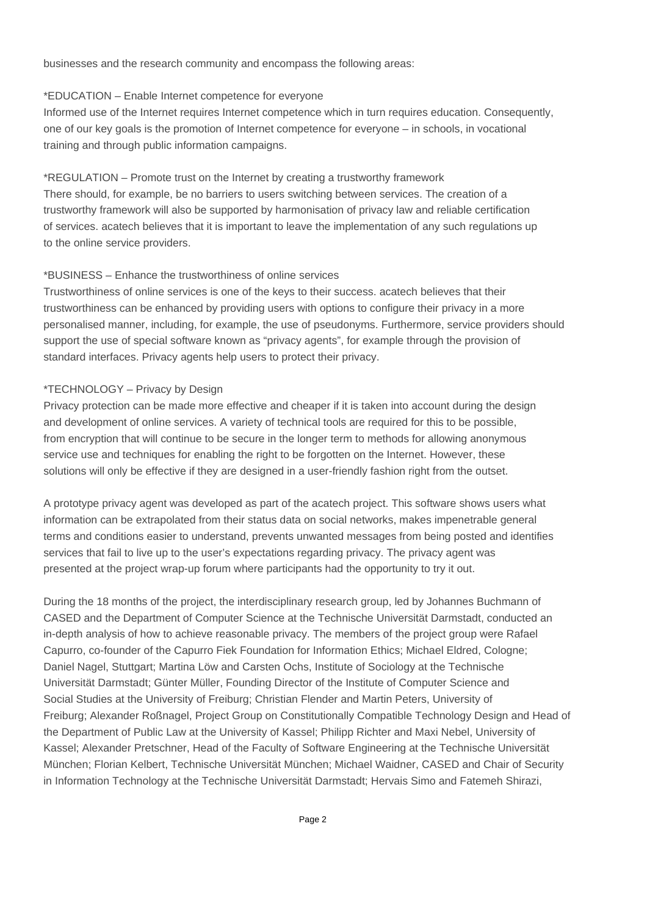businesses and the research community and encompass the following areas:

*EDUCATION – Enable Internet competence for everyone
Informed use of the Internet requires Internet competence which in turn requires education. Consequently, one of our key goals is the promotion of Internet competence for everyone – in schools, in vocational training and through public information campaigns.

*REGULATION – Promote trust on the Internet by creating a trustworthy framework
There should, for example, be no barriers to users switching between services. The creation of a trustworthy framework will also be supported by harmonisation of privacy law and reliable certification of services. acatech believes that it is important to leave the implementation of any such regulations up to the online service providers.

*BUSINESS – Enhance the trustworthiness of online services
Trustworthiness of online services is one of the keys to their success. acatech believes that their trustworthiness can be enhanced by providing users with options to configure their privacy in a more personalised manner, including, for example, the use of pseudonyms. Furthermore, service providers should support the use of special software known as "privacy agents", for example through the provision of standard interfaces. Privacy agents help users to protect their privacy.

*TECHNOLOGY – Privacy by Design
Privacy protection can be made more effective and cheaper if it is taken into account during the design and development of online services. A variety of technical tools are required for this to be possible, from encryption that will continue to be secure in the longer term to methods for allowing anonymous service use and techniques for enabling the right to be forgotten on the Internet. However, these solutions will only be effective if they are designed in a user-friendly fashion right from the outset.

A prototype privacy agent was developed as part of the acatech project. This software shows users what information can be extrapolated from their status data on social networks, makes impenetrable general terms and conditions easier to understand, prevents unwanted messages from being posted and identifies services that fail to live up to the user's expectations regarding privacy. The privacy agent was presented at the project wrap-up forum where participants had the opportunity to try it out.

During the 18 months of the project, the interdisciplinary research group, led by Johannes Buchmann of CASED and the Department of Computer Science at the Technische Universität Darmstadt, conducted an in-depth analysis of how to achieve reasonable privacy. The members of the project group were Rafael Capurro, co-founder of the Capurro Fiek Foundation for Information Ethics; Michael Eldred, Cologne; Daniel Nagel, Stuttgart; Martina Löw and Carsten Ochs, Institute of Sociology at the Technische Universität Darmstadt; Günter Müller, Founding Director of the Institute of Computer Science and Social Studies at the University of Freiburg; Christian Flender and Martin Peters, University of Freiburg; Alexander Roßnagel, Project Group on Constitutionally Compatible Technology Design and Head of the Department of Public Law at the University of Kassel; Philipp Richter and Maxi Nebel, University of Kassel; Alexander Pretschner, Head of the Faculty of Software Engineering at the Technische Universität München; Florian Kelbert, Technische Universität München; Michael Waidner, CASED and Chair of Security in Information Technology at the Technische Universität Darmstadt; Hervais Simo and Fatemeh Shirazi,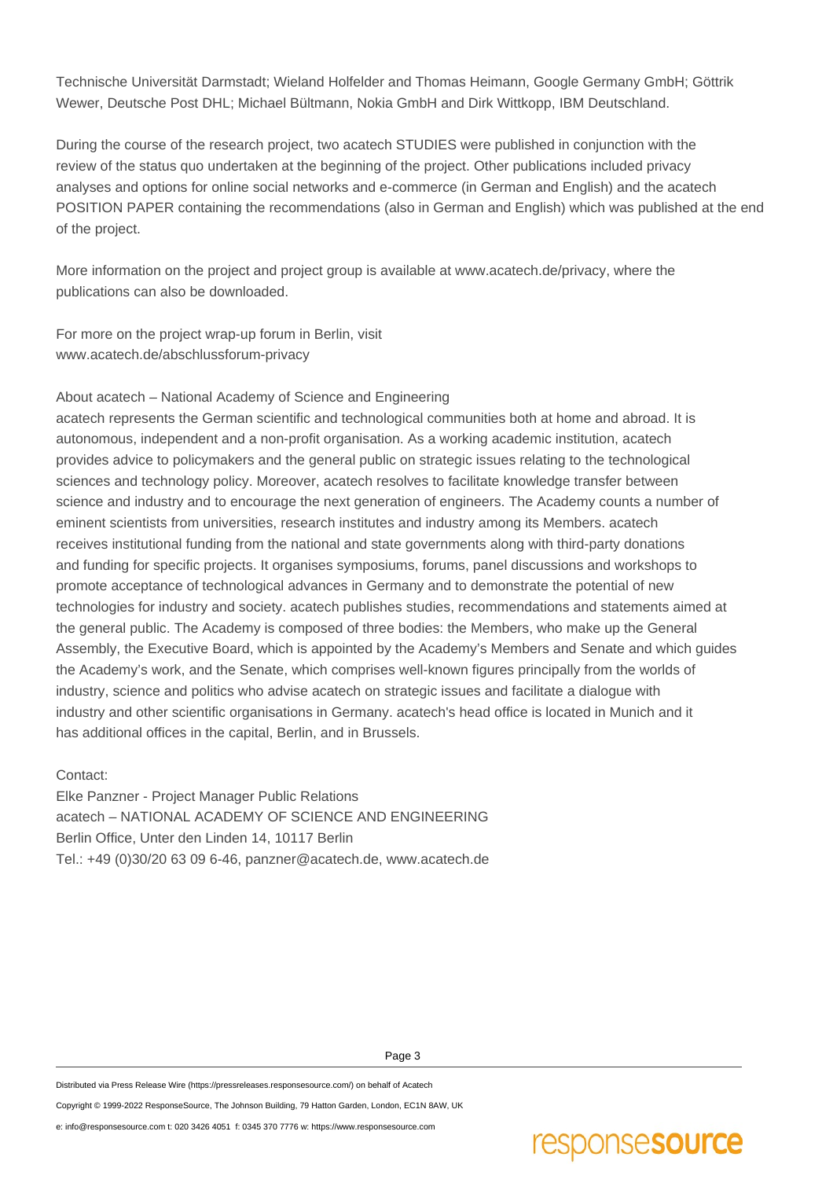Technische Universität Darmstadt; Wieland Holfelder and Thomas Heimann, Google Germany GmbH; Göttrik Wewer, Deutsche Post DHL; Michael Bültmann, Nokia GmbH and Dirk Wittkopp, IBM Deutschland.

During the course of the research project, two acatech STUDIES were published in conjunction with the review of the status quo undertaken at the beginning of the project. Other publications included privacy analyses and options for online social networks and e-commerce (in German and English) and the acatech POSITION PAPER containing the recommendations (also in German and English) which was published at the end of the project.

More information on the project and project group is available at www.acatech.de/privacy, where the publications can also be downloaded.

For more on the project wrap-up forum in Berlin, visit
www.acatech.de/abschlussforum-privacy

About acatech – National Academy of Science and Engineering
acatech represents the German scientific and technological communities both at home and abroad. It is autonomous, independent and a non-profit organisation. As a working academic institution, acatech provides advice to policymakers and the general public on strategic issues relating to the technological sciences and technology policy. Moreover, acatech resolves to facilitate knowledge transfer between science and industry and to encourage the next generation of engineers. The Academy counts a number of eminent scientists from universities, research institutes and industry among its Members. acatech receives institutional funding from the national and state governments along with third-party donations and funding for specific projects. It organises symposiums, forums, panel discussions and workshops to promote acceptance of technological advances in Germany and to demonstrate the potential of new technologies for industry and society. acatech publishes studies, recommendations and statements aimed at the general public. The Academy is composed of three bodies: the Members, who make up the General Assembly, the Executive Board, which is appointed by the Academy's Members and Senate and which guides the Academy's work, and the Senate, which comprises well-known figures principally from the worlds of industry, science and politics who advise acatech on strategic issues and facilitate a dialogue with industry and other scientific organisations in Germany. acatech's head office is located in Munich and it has additional offices in the capital, Berlin, and in Brussels.

Contact:
Elke Panzner - Project Manager Public Relations
acatech – NATIONAL ACADEMY OF SCIENCE AND ENGINEERING
Berlin Office, Unter den Linden 14, 10117 Berlin
Tel.: +49 (0)30/20 63 09 6-46, panzner@acatech.de, www.acatech.de